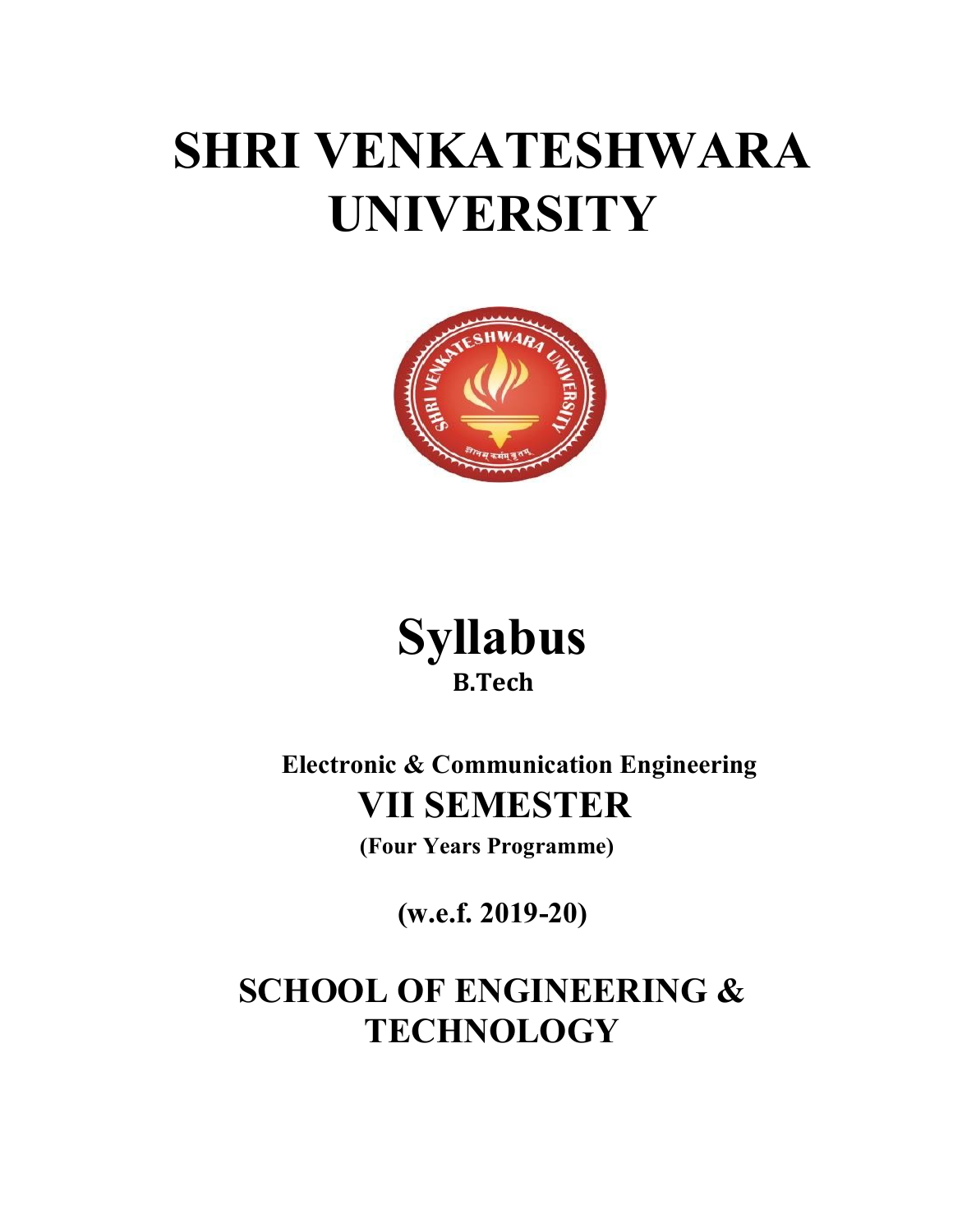# SHRI VENKATESHWARA UNIVERSITY

# Syllabus

**B.Tech**

**Electronic & Communication Engineering**

## VII SEMESTER

**(Four Years Programme)**

**(w.e.f. 2019-20)**

## SCHOOL OF ENGINEERING & TECHNOLOGY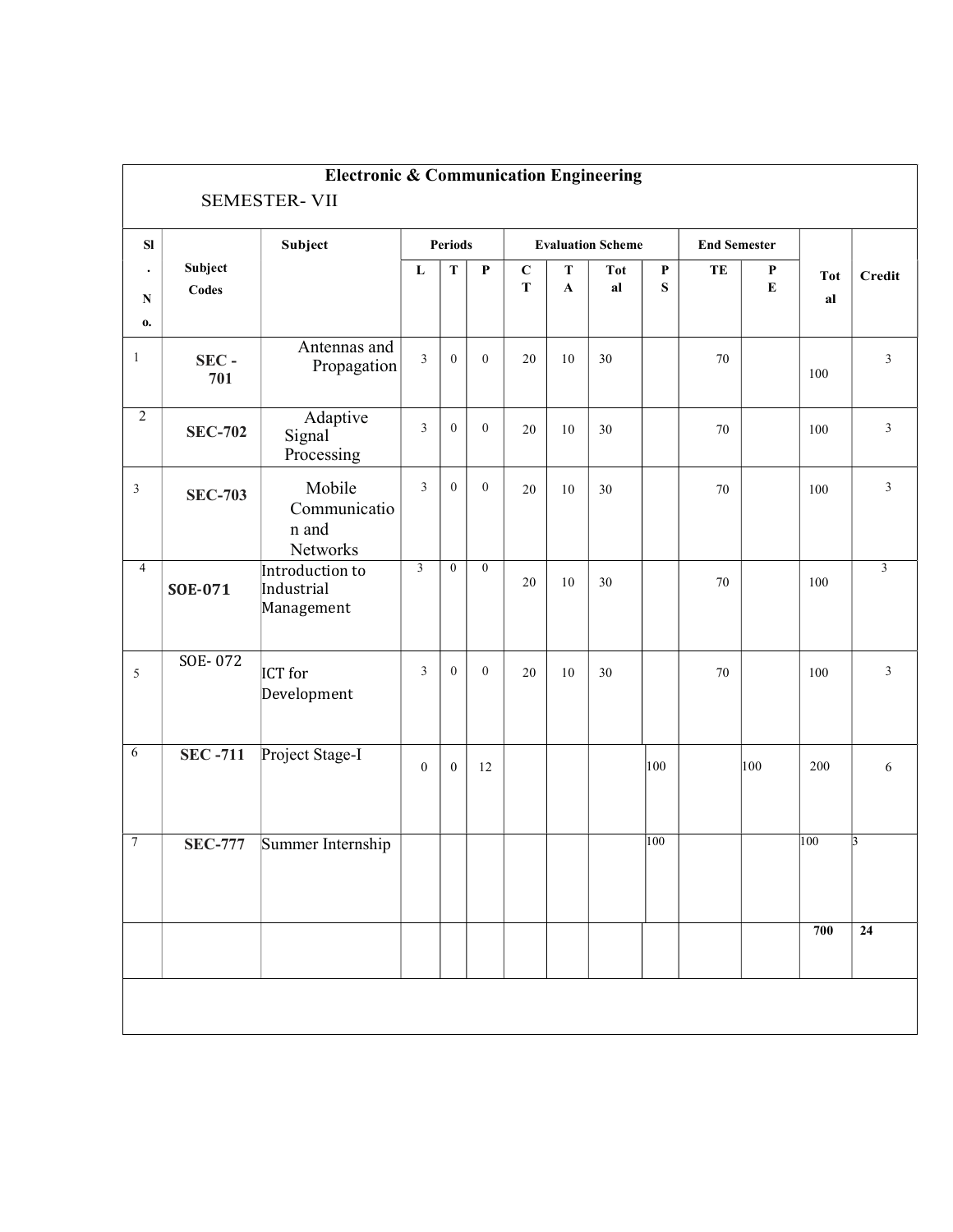## Electronic & Communication Engineering

### SEMESTER- VII

| Sl. No. | Subject Codes | Subject | Periods | | | Evaluation Scheme | | | | End Semester | | Total | Credit |
|---|---|---|---|---|---|---|---|---|---|---|---|---|---|
| | | | L | T | P | CT | TA | Total | PS | TE | PE | | |
| 1 | SEC - 701 | Antennas and Propagation | 3 | 0 | 0 | 20 | 10 | 30 | | 70 | | 100 | 3 |
| 2 | SEC-702 | Adaptive Signal Processing | 3 | 0 | 0 | 20 | 10 | 30 | | 70 | | 100 | 3 |
| 3 | SEC-703 | Mobile Communication and Networks | 3 | 0 | 0 | 20 | 10 | 30 | | 70 | | 100 | 3 |
| 4 | SOE-071 | Introduction to Industrial Management | 3 | 0 | 0 | 20 | 10 | 30 | | 70 | | 100 | 3 |
| 5 | SOE- 072 | ICT for Development | 3 | 0 | 0 | 20 | 10 | 30 | | 70 | | 100 | 3 |
| 6 | SEC -711 | Project Stage-I | 0 | 0 | 12 | | | | 100 | | 100 | 200 | 6 |
| 7 | SEC-777 | Summer Internship | | | | | | | 100 | | | 100 | 3 |
| | | | | | | | | | | | | 700 | 24 |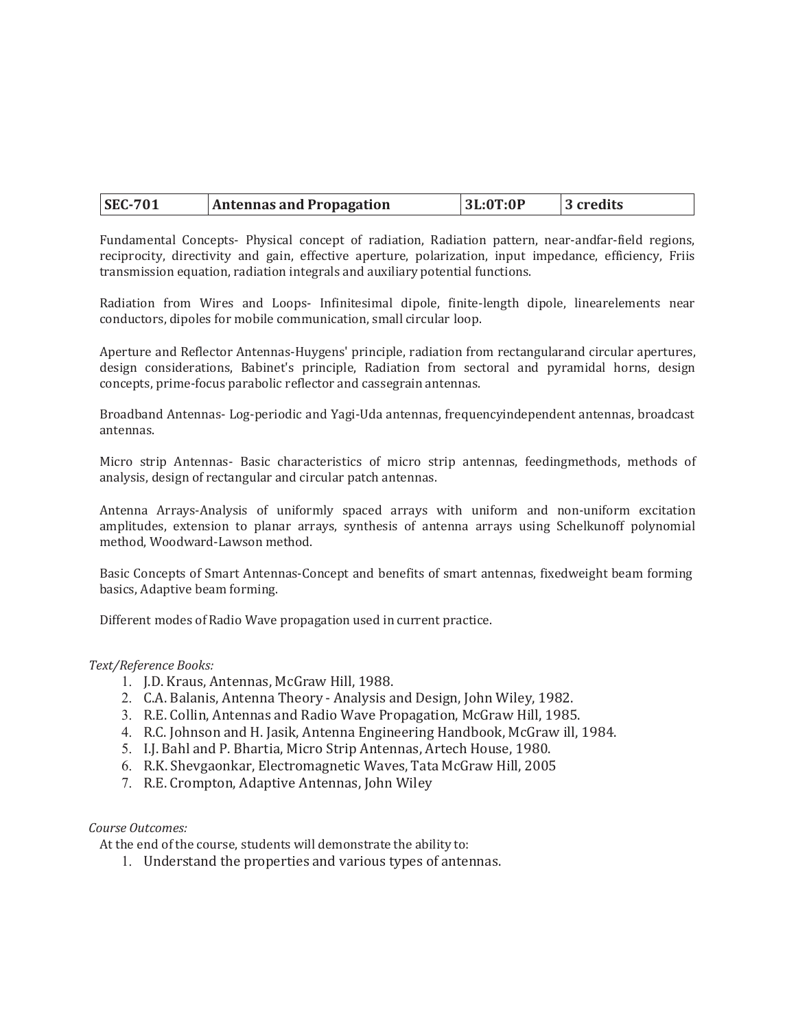| SEC-701 | Antennas and Propagation | 3L:0T:0P | 3 credits |
|---|---|---|---|

Fundamental Concepts- Physical concept of radiation, Radiation pattern, near-andfar-field regions, reciprocity, directivity and gain, effective aperture, polarization, input impedance, efficiency, Friis transmission equation, radiation integrals and auxiliary potential functions.

Radiation from Wires and Loops- Infinitesimal dipole, finite-length dipole, linearelements near conductors, dipoles for mobile communication, small circular loop.

Aperture and Reflector Antennas-Huygens' principle, radiation from rectangularand circular apertures, design considerations, Babinet's principle, Radiation from sectoral and pyramidal horns, design concepts, prime-focus parabolic reflector and cassegrain antennas.

Broadband Antennas- Log-periodic and Yagi-Uda antennas, frequencyindependent antennas, broadcast antennas.

Micro strip Antennas- Basic characteristics of micro strip antennas, feedingmethods, methods of analysis, design of rectangular and circular patch antennas.

Antenna Arrays-Analysis of uniformly spaced arrays with uniform and non-uniform excitation amplitudes, extension to planar arrays, synthesis of antenna arrays using Schelkunoff polynomial method, Woodward-Lawson method.

Basic Concepts of Smart Antennas-Concept and benefits of smart antennas, fixedweight beam forming basics, Adaptive beam forming.

Different modes of Radio Wave propagation used in current practice.

*Text/Reference Books:*

1. J.D. Kraus, Antennas, McGraw Hill, 1988.
2. C.A. Balanis, Antenna Theory - Analysis and Design, John Wiley, 1982.
3. R.E. Collin, Antennas and Radio Wave Propagation, McGraw Hill, 1985.
4. R.C. Johnson and H. Jasik, Antenna Engineering Handbook, McGraw ill, 1984.
5. I.J. Bahl and P. Bhartia, Micro Strip Antennas, Artech House, 1980.
6. R.K. Shevgaonkar, Electromagnetic Waves, Tata McGraw Hill, 2005
7. R.E. Crompton, Adaptive Antennas, John Wiley

*Course Outcomes:*

At the end of the course, students will demonstrate the ability to:

1. Understand the properties and various types of antennas.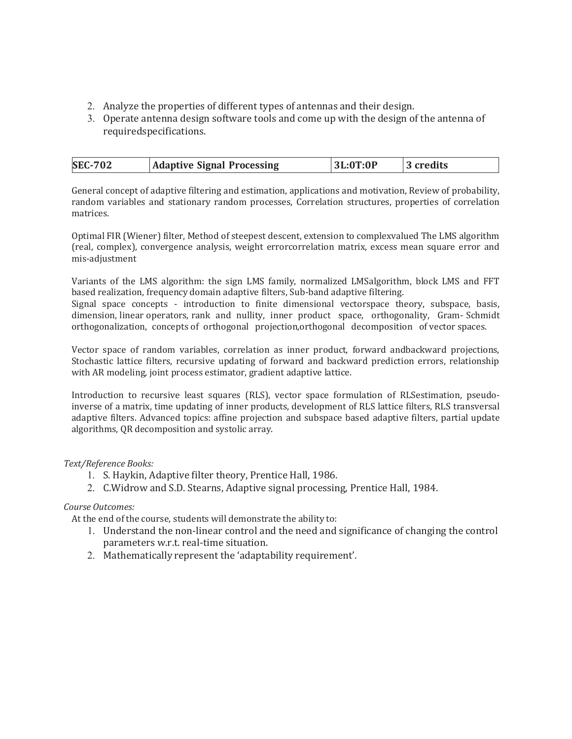2. Analyze the properties of different types of antennas and their design.
3. Operate antenna design software tools and come up with the design of the antenna of requiredspecifications.

| SEC-702 | Adaptive Signal Processing | 3L:0T:0P | 3 credits |
|---|---|---|---|

General concept of adaptive filtering and estimation, applications and motivation, Review of probability, random variables and stationary random processes, Correlation structures, properties of correlation matrices.

Optimal FIR (Wiener) filter, Method of steepest descent, extension to complexvalued The LMS algorithm (real, complex), convergence analysis, weight errorcorrelation matrix, excess mean square error and mis-adjustment

Variants of the LMS algorithm: the sign LMS family, normalized LMSalgorithm, block LMS and FFT based realization, frequency domain adaptive filters, Sub-band adaptive filtering.
Signal space concepts - introduction to finite dimensional vectorspace theory, subspace, basis, dimension, linear operators, rank and nullity, inner product space, orthogonality, Gram- Schmidt orthogonalization, concepts of orthogonal projection,orthogonal decomposition of vector spaces.

Vector space of random variables, correlation as inner product, forward andbackward projections, Stochastic lattice filters, recursive updating of forward and backward prediction errors, relationship with AR modeling, joint process estimator, gradient adaptive lattice.

Introduction to recursive least squares (RLS), vector space formulation of RLSestimation, pseudo-inverse of a matrix, time updating of inner products, development of RLS lattice filters, RLS transversal adaptive filters. Advanced topics: affine projection and subspace based adaptive filters, partial update algorithms, QR decomposition and systolic array.

*Text/Reference Books:*

1. S. Haykin, Adaptive filter theory, Prentice Hall, 1986.
2. C.Widrow and S.D. Stearns, Adaptive signal processing, Prentice Hall, 1984.

*Course Outcomes:*

At the end of the course, students will demonstrate the ability to:

1. Understand the non-linear control and the need and significance of changing the control parameters w.r.t. real-time situation.
2. Mathematically represent the 'adaptability requirement'.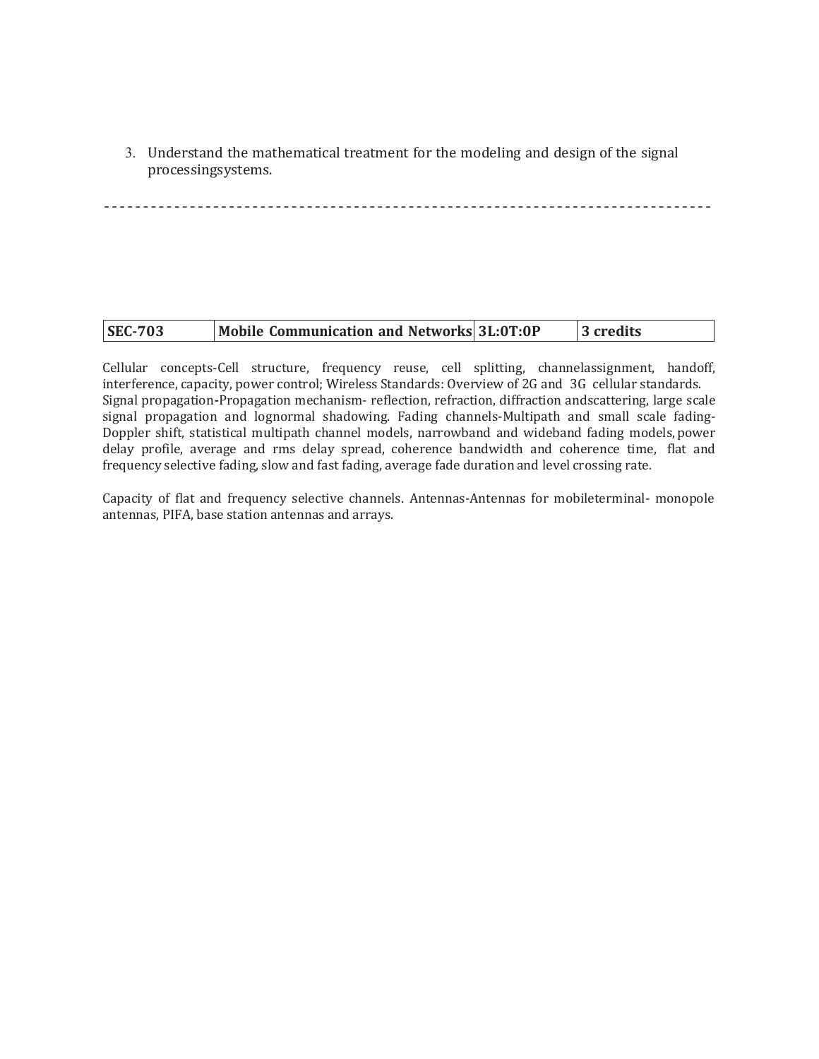3. Understand the mathematical treatment for the modeling and design of the signal processingsystems.

-------------------------------------------------------------------------------

| **SEC-703** | **Mobile Communication and Networks** | **3L:0T:0P** | **3 credits** |
|---|---|---|---|

Cellular concepts-Cell structure, frequency reuse, cell splitting, channelassignment, handoff, interference, capacity, power control; Wireless Standards: Overview of 2G and 3G cellular standards. Signal propagation-Propagation mechanism- reflection, refraction, diffraction andscattering, large scale signal propagation and lognormal shadowing. Fading channels-Multipath and small scale fading-Doppler shift, statistical multipath channel models, narrowband and wideband fading models, power delay profile, average and rms delay spread, coherence bandwidth and coherence time, flat and frequency selective fading, slow and fast fading, average fade duration and level crossing rate.

Capacity of flat and frequency selective channels. Antennas-Antennas for mobileterminal- monopole antennas, PIFA, base station antennas and arrays.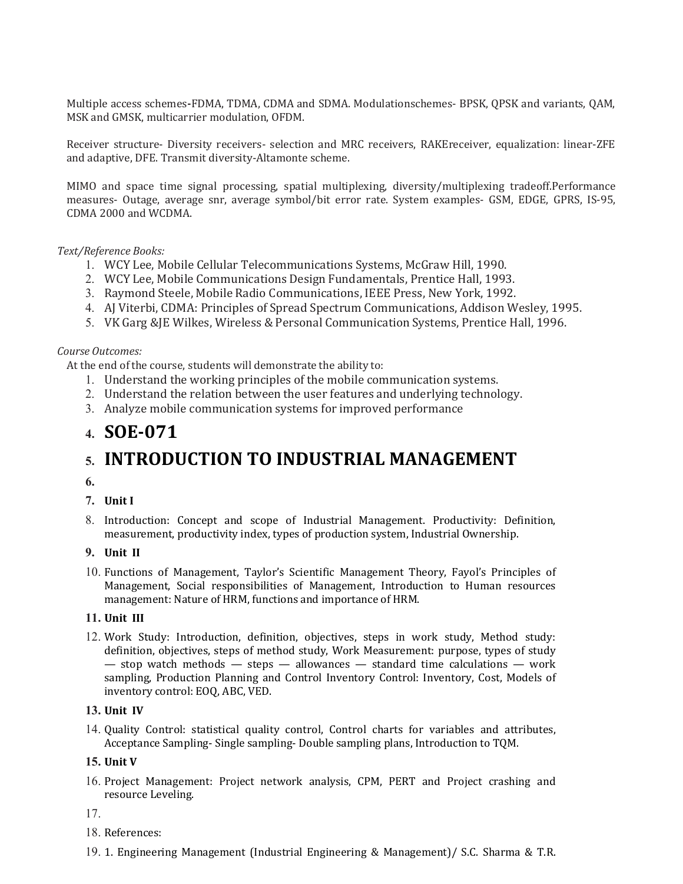Multiple access schemes-FDMA, TDMA, CDMA and SDMA. Modulationschemes- BPSK, QPSK and variants, QAM, MSK and GMSK, multicarrier modulation, OFDM.

Receiver structure- Diversity receivers- selection and MRC receivers, RAKEreceiver, equalization: linear-ZFE and adaptive, DFE. Transmit diversity-Altamonte scheme.

MIMO and space time signal processing, spatial multiplexing, diversity/multiplexing tradeoff.Performance measures- Outage, average snr, average symbol/bit error rate. System examples- GSM, EDGE, GPRS, IS-95, CDMA 2000 and WCDMA.

*Text/Reference Books:*

1. WCY Lee, Mobile Cellular Telecommunications Systems, McGraw Hill, 1990.
2. WCY Lee, Mobile Communications Design Fundamentals, Prentice Hall, 1993.
3. Raymond Steele, Mobile Radio Communications, IEEE Press, New York, 1992.
4. AJ Viterbi, CDMA: Principles of Spread Spectrum Communications, Addison Wesley, 1995.
5. VK Garg &JE Wilkes, Wireless & Personal Communication Systems, Prentice Hall, 1996.

*Course Outcomes:*

At the end of the course, students will demonstrate the ability to:

1. Understand the working principles of the mobile communication systems.
2. Understand the relation between the user features and underlying technology.
3. Analyze mobile communication systems for improved performance

# SOE-071

# INTRODUCTION TO INDUSTRIAL MANAGEMENT

**Unit I**

Introduction: Concept and scope of Industrial Management. Productivity: Definition, measurement, productivity index, types of production system, Industrial Ownership.

**Unit II**

Functions of Management, Taylor's Scientific Management Theory, Fayol's Principles of Management, Social responsibilities of Management, Introduction to Human resources management: Nature of HRM, functions and importance of HRM.

**Unit III**

Work Study: Introduction, definition, objectives, steps in work study, Method study: definition, objectives, steps of method study, Work Measurement: purpose, types of study — stop watch methods — steps — allowances — standard time calculations — work sampling, Production Planning and Control Inventory Control: Inventory, Cost, Models of inventory control: EOQ, ABC, VED.

**Unit IV**

Quality Control: statistical quality control, Control charts for variables and attributes, Acceptance Sampling- Single sampling- Double sampling plans, Introduction to TQM.

**Unit V**

Project Management: Project network analysis, CPM, PERT and Project crashing and resource Leveling.

References:

1. Engineering Management (Industrial Engineering & Management)/ S.C. Sharma & T.R.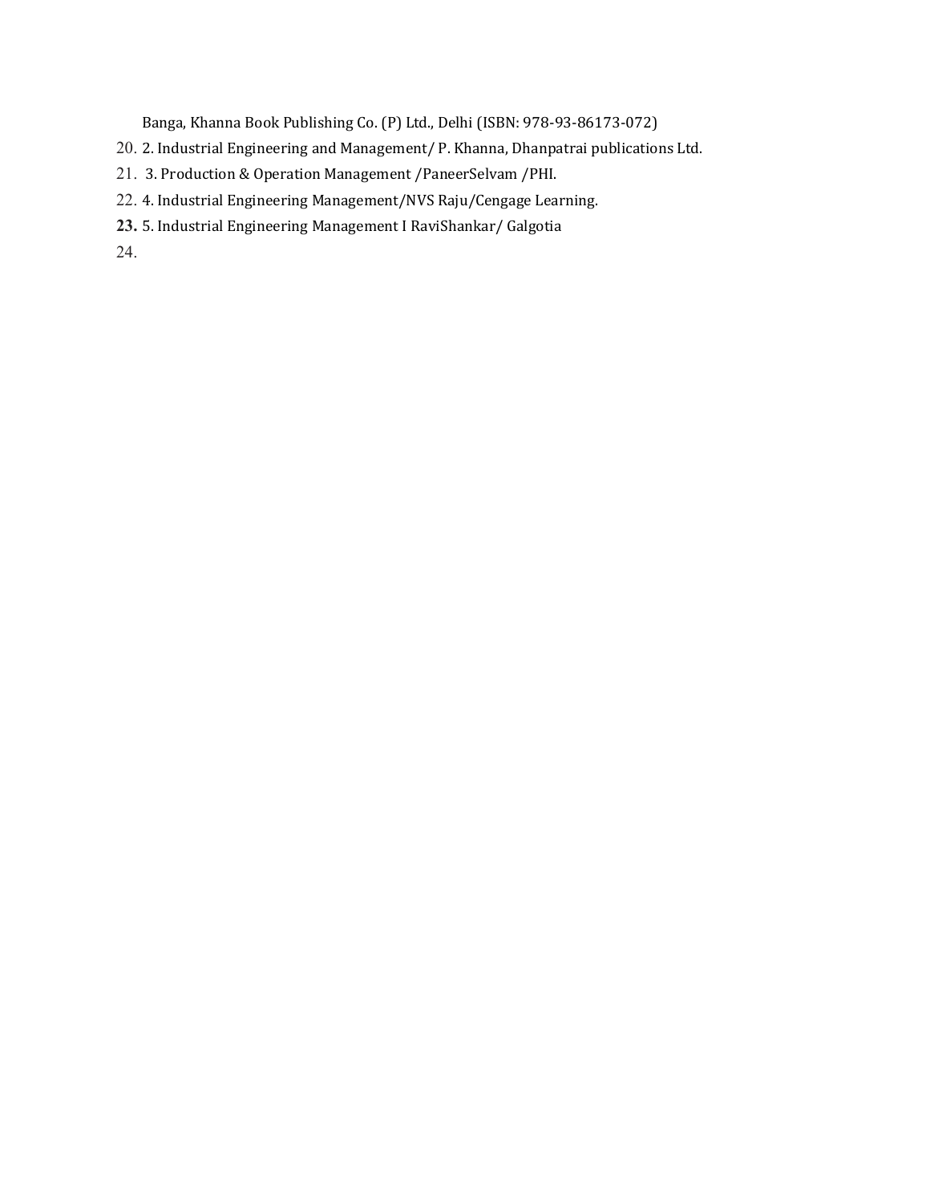Banga, Khanna Book Publishing Co. (P) Ltd., Delhi (ISBN: 978-93-86173-072)

20. 2. Industrial Engineering and Management/ P. Khanna, Dhanpatrai publications Ltd.
21. 3. Production & Operation Management /PaneerSelvam /PHI.
22. 4. Industrial Engineering Management/NVS Raju/Cengage Learning.
23. 5. Industrial Engineering Management I RaviShankar/ Galgotia
24.